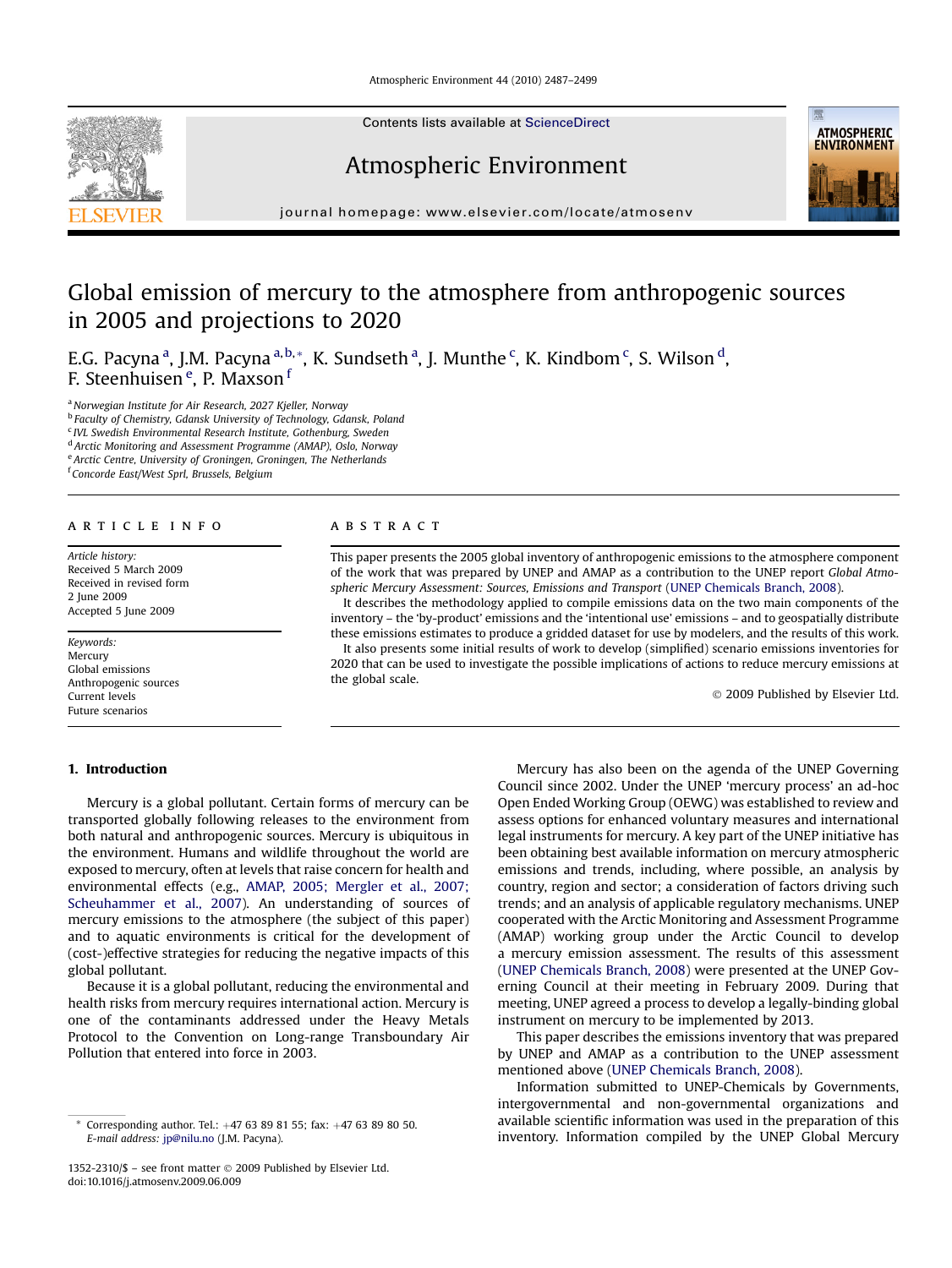# Global emission of mercury to the atmosphere from anthropogenic sources in 2005 and projections to 2020

E.G. Pacyna [a], J.M. Pacyna [a,b,*], K. Sundseth [a], J. Munthe [c], K. Kindbom [c], S. Wilson [d], F. Steenhuisen [e], P. Maxson [f]

[a] Norwegian Institute for Air Research, 2027 Kjeller, Norway
[b] Faculty of Chemistry, Gdansk University of Technology, Gdansk, Poland
[c] IVL Swedish Environmental Research Institute, Gothenburg, Sweden
[d] Arctic Monitoring and Assessment Programme (AMAP), Oslo, Norway
[e] Arctic Centre, University of Groningen, Groningen, The Netherlands
[f] Concorde East/West Sprl, Brussels, Belgium

## ARTICLE INFO

*Article history:*
Received 5 March 2009
Received in revised form
2 June 2009
Accepted 5 June 2009

*Keywords:*
Mercury
Global emissions
Anthropogenic sources
Current levels
Future scenarios

## ABSTRACT

This paper presents the 2005 global inventory of anthropogenic emissions to the atmosphere component of the work that was prepared by UNEP and AMAP as a contribution to the UNEP report *Global Atmospheric Mercury Assessment: Sources, Emissions and Transport* (UNEP Chemicals Branch, 2008).

It describes the methodology applied to compile emissions data on the two main components of the inventory – the 'by-product' emissions and the 'intentional use' emissions – and to geospatially distribute these emissions estimates to produce a gridded dataset for use by modelers, and the results of this work.

It also presents some initial results of work to develop (simplified) scenario emissions inventories for 2020 that can be used to investigate the possible implications of actions to reduce mercury emissions at the global scale.

© 2009 Published by Elsevier Ltd.

## 1. Introduction

Mercury is a global pollutant. Certain forms of mercury can be transported globally following releases to the environment from both natural and anthropogenic sources. Mercury is ubiquitous in the environment. Humans and wildlife throughout the world are exposed to mercury, often at levels that raise concern for health and environmental effects (e.g., AMAP, 2005; Mergler et al., 2007; Scheuhammer et al., 2007). An understanding of sources of mercury emissions to the atmosphere (the subject of this paper) and to aquatic environments is critical for the development of (cost-)effective strategies for reducing the negative impacts of this global pollutant.

Because it is a global pollutant, reducing the environmental and health risks from mercury requires international action. Mercury is one of the contaminants addressed under the Heavy Metals Protocol to the Convention on Long-range Transboundary Air Pollution that entered into force in 2003.

Mercury has also been on the agenda of the UNEP Governing Council since 2002. Under the UNEP 'mercury process' an ad-hoc Open Ended Working Group (OEWG) was established to review and assess options for enhanced voluntary measures and international legal instruments for mercury. A key part of the UNEP initiative has been obtaining best available information on mercury atmospheric emissions and trends, including, where possible, an analysis by country, region and sector; a consideration of factors driving such trends; and an analysis of applicable regulatory mechanisms. UNEP cooperated with the Arctic Monitoring and Assessment Programme (AMAP) working group under the Arctic Council to develop a mercury emission assessment. The results of this assessment (UNEP Chemicals Branch, 2008) were presented at the UNEP Governing Council at their meeting in February 2009. During that meeting, UNEP agreed a process to develop a legally-binding global instrument on mercury to be implemented by 2013.

This paper describes the emissions inventory that was prepared by UNEP and AMAP as a contribution to the UNEP assessment mentioned above (UNEP Chemicals Branch, 2008).

Information submitted to UNEP-Chemicals by Governments, intergovernmental and non-governmental organizations and available scientific information was used in the preparation of this inventory. Information compiled by the UNEP Global Mercury

\* Corresponding author. Tel.: +47 63 89 81 55; fax: +47 63 89 80 50.
*E-mail address:* jp@nilu.no (J.M. Pacyna).

1352-2310/$ – see front matter © 2009 Published by Elsevier Ltd.
doi:10.1016/j.atmosenv.2009.06.009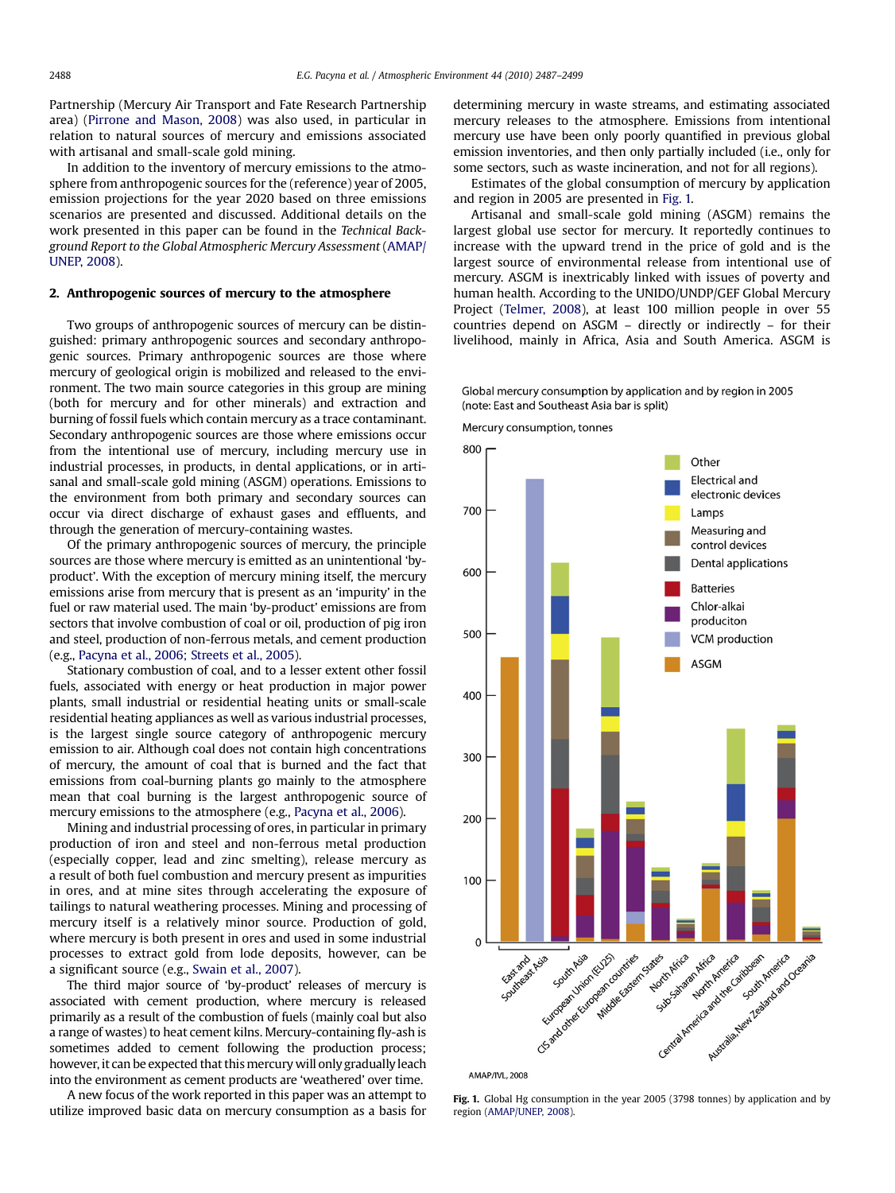Partnership (Mercury Air Transport and Fate Research Partnership area) (Pirrone and Mason, 2008) was also used, in particular in relation to natural sources of mercury and emissions associated with artisanal and small-scale gold mining.

In addition to the inventory of mercury emissions to the atmosphere from anthropogenic sources for the (reference) year of 2005, emission projections for the year 2020 based on three emissions scenarios are presented and discussed. Additional details on the work presented in this paper can be found in the *Technical Background Report to the Global Atmospheric Mercury Assessment* (AMAP/UNEP, 2008).

## 2. Anthropogenic sources of mercury to the atmosphere

Two groups of anthropogenic sources of mercury can be distinguished: primary anthropogenic sources and secondary anthropogenic sources. Primary anthropogenic sources are those where mercury of geological origin is mobilized and released to the environment. The two main source categories in this group are mining (both for mercury and for other minerals) and extraction and burning of fossil fuels which contain mercury as a trace contaminant. Secondary anthropogenic sources are those where emissions occur from the intentional use of mercury, including mercury use in industrial processes, in products, in dental applications, or in artisanal and small-scale gold mining (ASGM) operations. Emissions to the environment from both primary and secondary sources can occur via direct discharge of exhaust gases and effluents, and through the generation of mercury-containing wastes.

Of the primary anthropogenic sources of mercury, the principle sources are those where mercury is emitted as an unintentional 'by-product'. With the exception of mercury mining itself, the mercury emissions arise from mercury that is present as an 'impurity' in the fuel or raw material used. The main 'by-product' emissions are from sectors that involve combustion of coal or oil, production of pig iron and steel, production of non-ferrous metals, and cement production (e.g., Pacyna et al., 2006; Streets et al., 2005).

Stationary combustion of coal, and to a lesser extent other fossil fuels, associated with energy or heat production in major power plants, small industrial or residential heating units or small-scale residential heating appliances as well as various industrial processes, is the largest single source category of anthropogenic mercury emission to air. Although coal does not contain high concentrations of mercury, the amount of coal that is burned and the fact that emissions from coal-burning plants go mainly to the atmosphere mean that coal burning is the largest anthropogenic source of mercury emissions to the atmosphere (e.g., Pacyna et al., 2006).

Mining and industrial processing of ores, in particular in primary production of iron and steel and non-ferrous metal production (especially copper, lead and zinc smelting), release mercury as a result of both fuel combustion and mercury present as impurities in ores, and at mine sites through accelerating the exposure of tailings to natural weathering processes. Mining and processing of mercury itself is a relatively minor source. Production of gold, where mercury is both present in ores and used in some industrial processes to extract gold from lode deposits, however, can be a significant source (e.g., Swain et al., 2007).

The third major source of 'by-product' releases of mercury is associated with cement production, where mercury is released primarily as a result of the combustion of fuels (mainly coal but also a range of wastes) to heat cement kilns. Mercury-containing fly-ash is sometimes added to cement following the production process; however, it can be expected that this mercury will only gradually leach into the environment as cement products are 'weathered' over time.

A new focus of the work reported in this paper was an attempt to utilize improved basic data on mercury consumption as a basis for determining mercury in waste streams, and estimating associated mercury releases to the atmosphere. Emissions from intentional mercury use have been only poorly quantified in previous global emission inventories, and then only partially included (i.e., only for some sectors, such as waste incineration, and not for all regions).

Estimates of the global consumption of mercury by application and region in 2005 are presented in Fig. 1.

Artisanal and small-scale gold mining (ASGM) remains the largest global use sector for mercury. It reportedly continues to increase with the upward trend in the price of gold and is the largest source of environmental release from intentional use of mercury. ASGM is inextricably linked with issues of poverty and human health. According to the UNIDO/UNDP/GEF Global Mercury Project (Telmer, 2008), at least 100 million people in over 55 countries depend on ASGM – directly or indirectly – for their livelihood, mainly in Africa, Asia and South America. ASGM is

**Fig. 1.** Global Hg consumption in the year 2005 (3798 tonnes) by application and by region (AMAP/UNEP, 2008).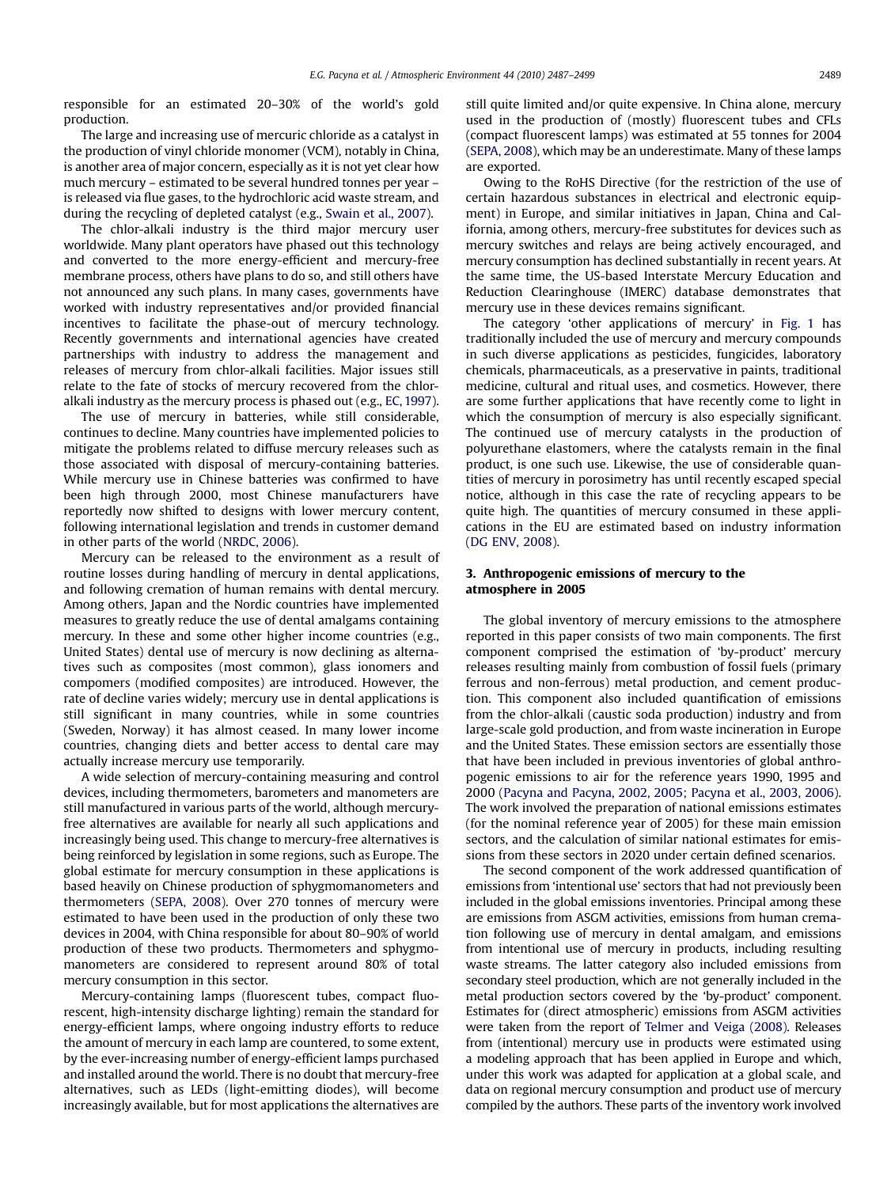responsible for an estimated 20–30% of the world's gold production.

The large and increasing use of mercuric chloride as a catalyst in the production of vinyl chloride monomer (VCM), notably in China, is another area of major concern, especially as it is not yet clear how much mercury – estimated to be several hundred tonnes per year – is released via flue gases, to the hydrochloric acid waste stream, and during the recycling of depleted catalyst (e.g., Swain et al., 2007).

The chlor-alkali industry is the third major mercury user worldwide. Many plant operators have phased out this technology and converted to the more energy-efficient and mercury-free membrane process, others have plans to do so, and still others have not announced any such plans. In many cases, governments have worked with industry representatives and/or provided financial incentives to facilitate the phase-out of mercury technology. Recently governments and international agencies have created partnerships with industry to address the management and releases of mercury from chlor-alkali facilities. Major issues still relate to the fate of stocks of mercury recovered from the chlor-alkali industry as the mercury process is phased out (e.g., EC, 1997).

The use of mercury in batteries, while still considerable, continues to decline. Many countries have implemented policies to mitigate the problems related to diffuse mercury releases such as those associated with disposal of mercury-containing batteries. While mercury use in Chinese batteries was confirmed to have been high through 2000, most Chinese manufacturers have reportedly now shifted to designs with lower mercury content, following international legislation and trends in customer demand in other parts of the world (NRDC, 2006).

Mercury can be released to the environment as a result of routine losses during handling of mercury in dental applications, and following cremation of human remains with dental mercury. Among others, Japan and the Nordic countries have implemented measures to greatly reduce the use of dental amalgams containing mercury. In these and some other higher income countries (e.g., United States) dental use of mercury is now declining as alternatives such as composites (most common), glass ionomers and compomers (modified composites) are introduced. However, the rate of decline varies widely; mercury use in dental applications is still significant in many countries, while in some countries (Sweden, Norway) it has almost ceased. In many lower income countries, changing diets and better access to dental care may actually increase mercury use temporarily.

A wide selection of mercury-containing measuring and control devices, including thermometers, barometers and manometers are still manufactured in various parts of the world, although mercury-free alternatives are available for nearly all such applications and increasingly being used. This change to mercury-free alternatives is being reinforced by legislation in some regions, such as Europe. The global estimate for mercury consumption in these applications is based heavily on Chinese production of sphygmomanometers and thermometers (SEPA, 2008). Over 270 tonnes of mercury were estimated to have been used in the production of only these two devices in 2004, with China responsible for about 80–90% of world production of these two products. Thermometers and sphygmomanometers are considered to represent around 80% of total mercury consumption in this sector.

Mercury-containing lamps (fluorescent tubes, compact fluorescent, high-intensity discharge lighting) remain the standard for energy-efficient lamps, where ongoing industry efforts to reduce the amount of mercury in each lamp are countered, to some extent, by the ever-increasing number of energy-efficient lamps purchased and installed around the world. There is no doubt that mercury-free alternatives, such as LEDs (light-emitting diodes), will become increasingly available, but for most applications the alternatives are still quite limited and/or quite expensive. In China alone, mercury used in the production of (mostly) fluorescent tubes and CFLs (compact fluorescent lamps) was estimated at 55 tonnes for 2004 (SEPA, 2008), which may be an underestimate. Many of these lamps are exported.

Owing to the RoHS Directive (for the restriction of the use of certain hazardous substances in electrical and electronic equipment) in Europe, and similar initiatives in Japan, China and California, among others, mercury-free substitutes for devices such as mercury switches and relays are being actively encouraged, and mercury consumption has declined substantially in recent years. At the same time, the US-based Interstate Mercury Education and Reduction Clearinghouse (IMERC) database demonstrates that mercury use in these devices remains significant.

The category 'other applications of mercury' in Fig. 1 has traditionally included the use of mercury and mercury compounds in such diverse applications as pesticides, fungicides, laboratory chemicals, pharmaceuticals, as a preservative in paints, traditional medicine, cultural and ritual uses, and cosmetics. However, there are some further applications that have recently come to light in which the consumption of mercury is also especially significant. The continued use of mercury catalysts in the production of polyurethane elastomers, where the catalysts remain in the final product, is one such use. Likewise, the use of considerable quantities of mercury in porosimetry has until recently escaped special notice, although in this case the rate of recycling appears to be quite high. The quantities of mercury consumed in these applications in the EU are estimated based on industry information (DG ENV, 2008).

## 3. Anthropogenic emissions of mercury to the atmosphere in 2005

The global inventory of mercury emissions to the atmosphere reported in this paper consists of two main components. The first component comprised the estimation of 'by-product' mercury releases resulting mainly from combustion of fossil fuels (primary ferrous and non-ferrous) metal production, and cement production. This component also included quantification of emissions from the chlor-alkali (caustic soda production) industry and from large-scale gold production, and from waste incineration in Europe and the United States. These emission sectors are essentially those that have been included in previous inventories of global anthropogenic emissions to air for the reference years 1990, 1995 and 2000 (Pacyna and Pacyna, 2002, 2005; Pacyna et al., 2003, 2006). The work involved the preparation of national emissions estimates (for the nominal reference year of 2005) for these main emission sectors, and the calculation of similar national estimates for emissions from these sectors in 2020 under certain defined scenarios.

The second component of the work addressed quantification of emissions from 'intentional use' sectors that had not previously been included in the global emissions inventories. Principal among these are emissions from ASGM activities, emissions from human cremation following use of mercury in dental amalgam, and emissions from intentional use of mercury in products, including resulting waste streams. The latter category also included emissions from secondary steel production, which are not generally included in the metal production sectors covered by the 'by-product' component. Estimates for (direct atmospheric) emissions from ASGM activities were taken from the report of Telmer and Veiga (2008). Releases from (intentional) mercury use in products were estimated using a modeling approach that has been applied in Europe and which, under this work was adapted for application at a global scale, and data on regional mercury consumption and product use of mercury compiled by the authors. These parts of the inventory work involved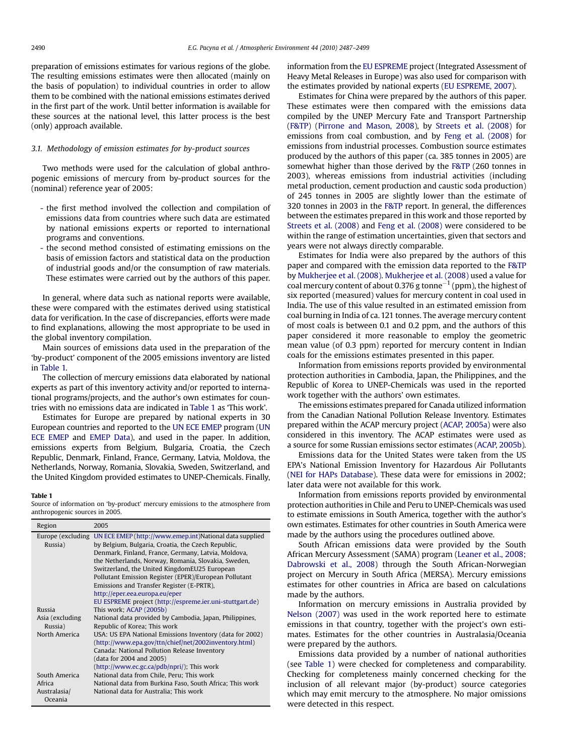preparation of emissions estimates for various regions of the globe. The resulting emissions estimates were then allocated (mainly on the basis of population) to individual countries in order to allow them to be combined with the national emissions estimates derived in the first part of the work. Until better information is available for these sources at the national level, this latter process is the best (only) approach available.

### 3.1. Methodology of emission estimates for by-product sources

Two methods were used for the calculation of global anthropogenic emissions of mercury from by-product sources for the (nominal) reference year of 2005:

- the first method involved the collection and compilation of emissions data from countries where such data are estimated by national emissions experts or reported to international programs and conventions.
- the second method consisted of estimating emissions on the basis of emission factors and statistical data on the production of industrial goods and/or the consumption of raw materials. These estimates were carried out by the authors of this paper.

In general, where data such as national reports were available, these were compared with the estimates derived using statistical data for verification. In the case of discrepancies, efforts were made to find explanations, allowing the most appropriate to be used in the global inventory compilation.

Main sources of emissions data used in the preparation of the 'by-product' component of the 2005 emissions inventory are listed in Table 1.

The collection of mercury emissions data elaborated by national experts as part of this inventory activity and/or reported to international programs/projects, and the author's own estimates for countries with no emissions data are indicated in Table 1 as 'This work'.

Estimates for Europe are prepared by national experts in 30 European countries and reported to the UN ECE EMEP program (UN ECE EMEP and EMEP Data), and used in the paper. In addition, emissions experts from Belgium, Bulgaria, Croatia, the Czech Republic, Denmark, Finland, France, Germany, Latvia, Moldova, the Netherlands, Norway, Romania, Slovakia, Sweden, Switzerland, and the United Kingdom provided estimates to UNEP-Chemicals. Finally, information from the EU ESPREME project (Integrated Assessment of Heavy Metal Releases in Europe) was also used for comparison with the estimates provided by national experts (EU ESPREME, 2007).

**Table 1**
Source of information on 'by-product' mercury emissions to the atmosphere from anthropogenic sources in 2005.

| Region | 2005 |
|---|---|
| Europe (excluding Russia) | UN ECE EMEP (http://www.emep.int)National data supplied by Belgium, Bulgaria, Croatia, the Czech Republic, Denmark, Finland, France, Germany, Latvia, Moldova, the Netherlands, Norway, Romania, Slovakia, Sweden, Switzerland, the United KingdomEU25 European Pollutant Emission Register (EPER)/European Pollutant Emissions and Transfer Register (E-PRTR), http://eper.eea.europa.eu/eper EU ESPREME project (http://espreme.ier.uni-stuttgart.de) |
| Russia | This work; ACAP (2005b) |
| Asia (excluding Russia) | National data provided by Cambodia, Japan, Philippines, Republic of Korea; This work |
| North America | USA: US EPA National Emissions Inventory (data for 2002) (http://www.epa.gov/ttn/chief/net/2002inventory.html) Canada: National Pollution Release Inventory (data for 2004 and 2005) (http://www.ec.gc.ca/pdb/npri/); This work |
| South America | National data from Chile, Peru; This work |
| Africa | National data from Burkina Faso, South Africa; This work |
| Australasia/ Oceania | National data for Australia; This work |

Estimates for China were prepared by the authors of this paper. These estimates were then compared with the emissions data compiled by the UNEP Mercury Fate and Transport Partnership (F&TP) (Pirrone and Mason, 2008), by Streets et al. (2008) for emissions from coal combustion, and by Feng et al. (2008) for emissions from industrial processes. Combustion source estimates produced by the authors of this paper (ca. 385 tonnes in 2005) are somewhat higher than those derived by the F&TP (260 tonnes in 2003), whereas emissions from industrial activities (including metal production, cement production and caustic soda production) of 245 tonnes in 2005 are slightly lower than the estimate of 320 tonnes in 2003 in the F&TP report. In general, the differences between the estimates prepared in this work and those reported by Streets et al. (2008) and Feng et al. (2008) were considered to be within the range of estimation uncertainties, given that sectors and years were not always directly comparable.

Estimates for India were also prepared by the authors of this paper and compared with the emission data reported to the F&TP by Mukherjee et al. (2008). Mukherjee et al. (2008) used a value for coal mercury content of about 0.376 g $tonne^{-1}$ (ppm), the highest of six reported (measured) values for mercury content in coal used in India. The use of this value resulted in an estimated emission from coal burning in India of ca. 121 tonnes. The average mercury content of most coals is between 0.1 and 0.2 ppm, and the authors of this paper considered it more reasonable to employ the geometric mean value (of 0.3 ppm) reported for mercury content in Indian coals for the emissions estimates presented in this paper.

Information from emissions reports provided by environmental protection authorities in Cambodia, Japan, the Philippines, and the Republic of Korea to UNEP-Chemicals was used in the reported work together with the authors' own estimates.

The emissions estimates prepared for Canada utilized information from the Canadian National Pollution Release Inventory. Estimates prepared within the ACAP mercury project (ACAP, 2005a) were also considered in this inventory. The ACAP estimates were used as a source for some Russian emissions sector estimates (ACAP, 2005b).

Emissions data for the United States were taken from the US EPA's National Emission Inventory for Hazardous Air Pollutants (NEI for HAPs Database). These data were for emissions in 2002; later data were not available for this work.

Information from emissions reports provided by environmental protection authorities in Chile and Peru to UNEP-Chemicals was used to estimate emissions in South America, together with the author's own estimates. Estimates for other countries in South America were made by the authors using the procedures outlined above.

South African emissions data were provided by the South African Mercury Assessment (SAMA) program (Leaner et al., 2008; Dabrowski et al., 2008) through the South African-Norwegian project on Mercury in South Africa (MERSA). Mercury emissions estimates for other countries in Africa are based on calculations made by the authors.

Information on mercury emissions in Australia provided by Nelson (2007) was used in the work reported here to estimate emissions in that country, together with the project's own estimates. Estimates for the other countries in Australasia/Oceania were prepared by the authors.

Emissions data provided by a number of national authorities (see Table 1) were checked for completeness and comparability. Checking for completeness mainly concerned checking for the inclusion of all relevant major (by-product) source categories which may emit mercury to the atmosphere. No major omissions were detected in this respect.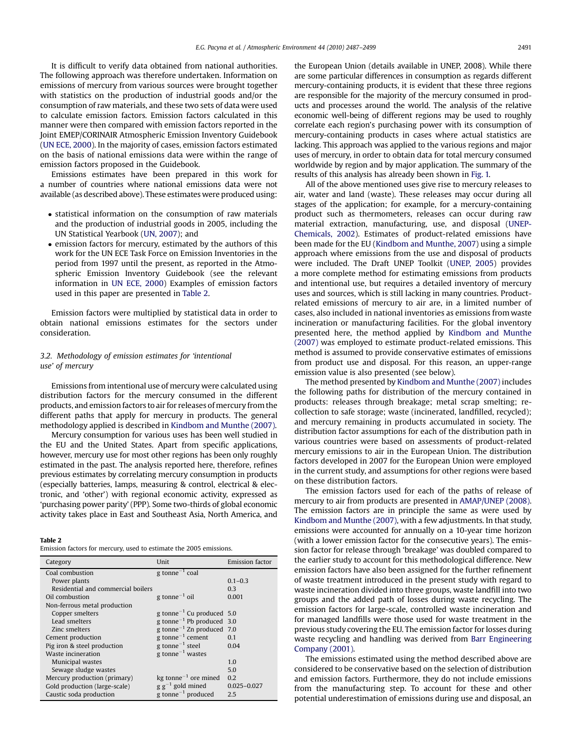It is difficult to verify data obtained from national authorities. The following approach was therefore undertaken. Information on emissions of mercury from various sources were brought together with statistics on the production of industrial goods and/or the consumption of raw materials, and these two sets of data were used to calculate emission factors. Emission factors calculated in this manner were then compared with emission factors reported in the Joint EMEP/CORINAIR Atmospheric Emission Inventory Guidebook (UN ECE, 2000). In the majority of cases, emission factors estimated on the basis of national emissions data were within the range of emission factors proposed in the Guidebook.

Emissions estimates have been prepared in this work for a number of countries where national emissions data were not available (as described above). These estimates were produced using:

- statistical information on the consumption of raw materials and the production of industrial goods in 2005, including the UN Statistical Yearbook (UN, 2007); and
- emission factors for mercury, estimated by the authors of this work for the UN ECE Task Force on Emission Inventories in the period from 1997 until the present, as reported in the Atmospheric Emission Inventory Guidebook (see the relevant information in UN ECE, 2000) Examples of emission factors used in this paper are presented in Table 2.

Emission factors were multiplied by statistical data in order to obtain national emissions estimates for the sectors under consideration.

### 3.2. Methodology of emission estimates for 'intentional use' of mercury

Emissions from intentional use of mercury were calculated using distribution factors for the mercury consumed in the different products, and emission factors to air for releases of mercury from the different paths that apply for mercury in products. The general methodology applied is described in Kindbom and Munthe (2007).

Mercury consumption for various uses has been well studied in the EU and the United States. Apart from specific applications, however, mercury use for most other regions has been only roughly estimated in the past. The analysis reported here, therefore, refines previous estimates by correlating mercury consumption in products (especially batteries, lamps, measuring & control, electrical & electronic, and 'other') with regional economic activity, expressed as 'purchasing power parity' (PPP). Some two-thirds of global economic activity takes place in East and Southeast Asia, North America, and the European Union (details available in UNEP, 2008). While there are some particular differences in consumption as regards different mercury-containing products, it is evident that these three regions are responsible for the majority of the mercury consumed in products and processes around the world. The analysis of the relative economic well-being of different regions may be used to roughly correlate each region's purchasing power with its consumption of mercury-containing products in cases where actual statistics are lacking. This approach was applied to the various regions and major uses of mercury, in order to obtain data for total mercury consumed worldwide by region and by major application. The summary of the results of this analysis has already been shown in Fig. 1.

All of the above mentioned uses give rise to mercury releases to air, water and land (waste). These releases may occur during all stages of the application; for example, for a mercury-containing product such as thermometers, releases can occur during raw material extraction, manufacturing, use, and disposal (UNEP-Chemicals, 2002). Estimates of product-related emissions have been made for the EU (Kindbom and Munthe, 2007) using a simple approach where emissions from the use and disposal of products were included. The Draft UNEP Toolkit (UNEP, 2005) provides a more complete method for estimating emissions from products and intentional use, but requires a detailed inventory of mercury uses and sources, which is still lacking in many countries. Product-related emissions of mercury to air are, in a limited number of cases, also included in national inventories as emissions from waste incineration or manufacturing facilities. For the global inventory presented here, the method applied by Kindbom and Munthe (2007) was employed to estimate product-related emissions. This method is assumed to provide conservative estimates of emissions from product use and disposal. For this reason, an upper-range emission value is also presented (see below).

The method presented by Kindbom and Munthe (2007) includes the following paths for distribution of the mercury contained in products: releases through breakage; metal scrap smelting; re-collection to safe storage; waste (incinerated, landfilled, recycled); and mercury remaining in products accumulated in society. The distribution factor assumptions for each of the distribution path in various countries were based on assessments of product-related mercury emissions to air in the European Union. The distribution factors developed in 2007 for the European Union were employed in the current study, and assumptions for other regions were based on these distribution factors.

The emission factors used for each of the paths of release of mercury to air from products are presented in AMAP/UNEP (2008). The emission factors are in principle the same as were used by Kindbom and Munthe (2007), with a few adjustments. In that study, emissions were accounted for annually on a 10-year time horizon (with a lower emission factor for the consecutive years). The emission factor for release through 'breakage' was doubled compared to the earlier study to account for this methodological difference. New emission factors have also been assigned for the further refinement of waste treatment introduced in the present study with regard to waste incineration divided into three groups, waste landfill into two groups and the added path of losses during waste recycling. The emission factors for large-scale, controlled waste incineration and for managed landfills were those used for waste treatment in the previous study covering the EU. The emission factor for losses during waste recycling and handling was derived from Barr Engineering Company (2001).

The emissions estimated using the method described above are considered to be conservative based on the selection of distribution and emission factors. Furthermore, they do not include emissions from the manufacturing step. To account for these and other potential underestimation of emissions during use and disposal, an

**Table 2**
Emission factors for mercury, used to estimate the 2005 emissions.

| Category | Unit | Emission factor |
|---|---|---|
| Coal combustion | g tonne$^{-1}$ coal | |
| Power plants | | 0.1–0.3 |
| Residential and commercial boilers | | 0.3 |
| Oil combustion | g tonne$^{-1}$ oil | 0.001 |
| Non-ferrous metal production | | |
| Copper smelters | g tonne$^{-1}$ Cu produced | 5.0 |
| Lead smelters | g tonne$^{-1}$ Pb produced | 3.0 |
| Zinc smelters | g tonne$^{-1}$ Zn produced | 7.0 |
| Cement production | g tonne$^{-1}$ cement | 0.1 |
| Pig iron & steel production | g tonne$^{-1}$ steel | 0.04 |
| Waste incineration | g tonne$^{-1}$ wastes | |
| Municipal wastes | | 1.0 |
| Sewage sludge wastes | | 5.0 |
| Mercury production (primary) | kg tonne$^{-1}$ ore mined | 0.2 |
| Gold production (large-scale) | g g$^{-1}$ gold mined | 0.025–0.027 |
| Caustic soda production | g tonne$^{-1}$ produced | 2.5 |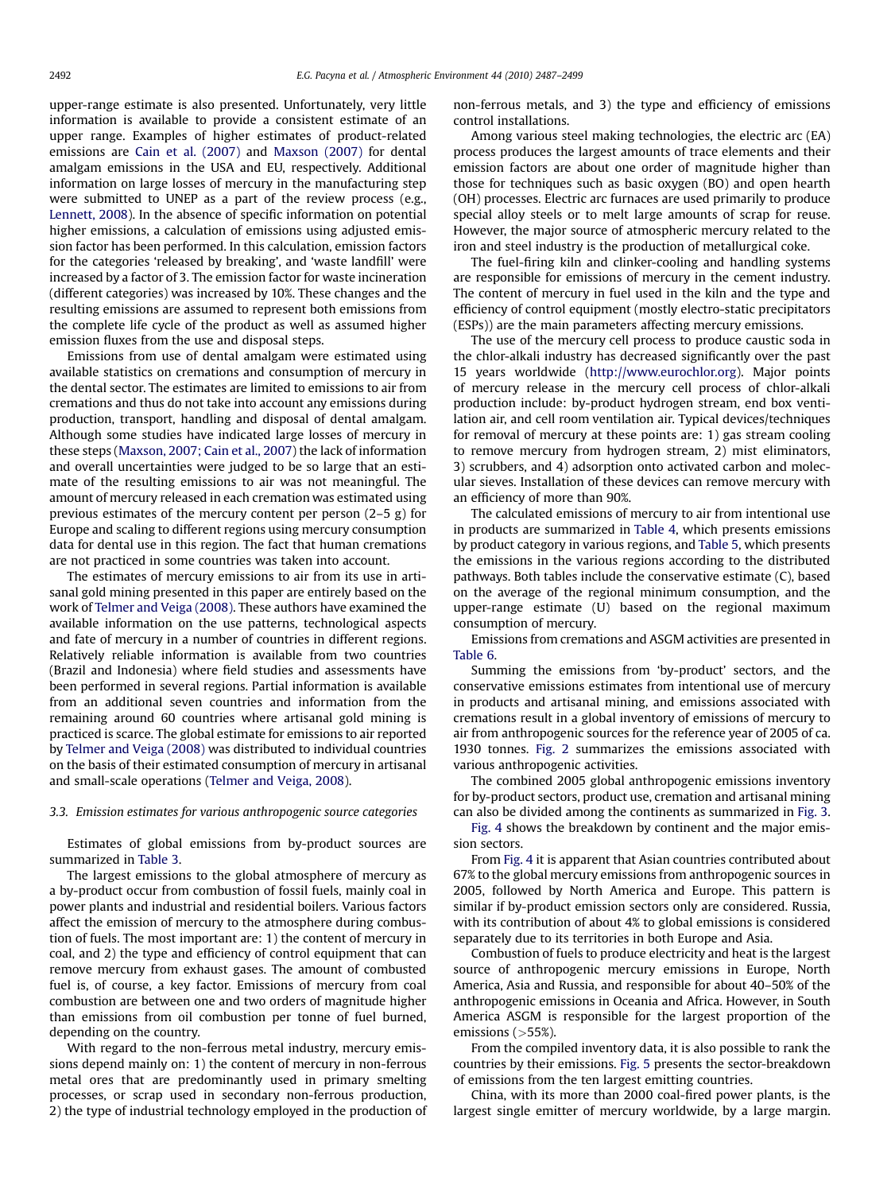upper-range estimate is also presented. Unfortunately, very little information is available to provide a consistent estimate of an upper range. Examples of higher estimates of product-related emissions are Cain et al. (2007) and Maxson (2007) for dental amalgam emissions in the USA and EU, respectively. Additional information on large losses of mercury in the manufacturing step were submitted to UNEP as a part of the review process (e.g., Lennett, 2008). In the absence of specific information on potential higher emissions, a calculation of emissions using adjusted emission factor has been performed. In this calculation, emission factors for the categories 'released by breaking', and 'waste landfill' were increased by a factor of 3. The emission factor for waste incineration (different categories) was increased by 10%. These changes and the resulting emissions are assumed to represent both emissions from the complete life cycle of the product as well as assumed higher emission fluxes from the use and disposal steps.

Emissions from use of dental amalgam were estimated using available statistics on cremations and consumption of mercury in the dental sector. The estimates are limited to emissions to air from cremations and thus do not take into account any emissions during production, transport, handling and disposal of dental amalgam. Although some studies have indicated large losses of mercury in these steps (Maxson, 2007; Cain et al., 2007) the lack of information and overall uncertainties were judged to be so large that an estimate of the resulting emissions to air was not meaningful. The amount of mercury released in each cremation was estimated using previous estimates of the mercury content per person (2–5 g) for Europe and scaling to different regions using mercury consumption data for dental use in this region. The fact that human cremations are not practiced in some countries was taken into account.

The estimates of mercury emissions to air from its use in artisanal gold mining presented in this paper are entirely based on the work of Telmer and Veiga (2008). These authors have examined the available information on the use patterns, technological aspects and fate of mercury in a number of countries in different regions. Relatively reliable information is available from two countries (Brazil and Indonesia) where field studies and assessments have been performed in several regions. Partial information is available from an additional seven countries and information from the remaining around 60 countries where artisanal gold mining is practiced is scarce. The global estimate for emissions to air reported by Telmer and Veiga (2008) was distributed to individual countries on the basis of their estimated consumption of mercury in artisanal and small-scale operations (Telmer and Veiga, 2008).

### 3.3. Emission estimates for various anthropogenic source categories

Estimates of global emissions from by-product sources are summarized in Table 3.

The largest emissions to the global atmosphere of mercury as a by-product occur from combustion of fossil fuels, mainly coal in power plants and industrial and residential boilers. Various factors affect the emission of mercury to the atmosphere during combustion of fuels. The most important are: 1) the content of mercury in coal, and 2) the type and efficiency of control equipment that can remove mercury from exhaust gases. The amount of combusted fuel is, of course, a key factor. Emissions of mercury from coal combustion are between one and two orders of magnitude higher than emissions from oil combustion per tonne of fuel burned, depending on the country.

With regard to the non-ferrous metal industry, mercury emissions depend mainly on: 1) the content of mercury in non-ferrous metal ores that are predominantly used in primary smelting processes, or scrap used in secondary non-ferrous production, 2) the type of industrial technology employed in the production of non-ferrous metals, and 3) the type and efficiency of emissions control installations.

Among various steel making technologies, the electric arc (EA) process produces the largest amounts of trace elements and their emission factors are about one order of magnitude higher than those for techniques such as basic oxygen (BO) and open hearth (OH) processes. Electric arc furnaces are used primarily to produce special alloy steels or to melt large amounts of scrap for reuse. However, the major source of atmospheric mercury related to the iron and steel industry is the production of metallurgical coke.

The fuel-firing kiln and clinker-cooling and handling systems are responsible for emissions of mercury in the cement industry. The content of mercury in fuel used in the kiln and the type and efficiency of control equipment (mostly electro-static precipitators (ESPs)) are the main parameters affecting mercury emissions.

The use of the mercury cell process to produce caustic soda in the chlor-alkali industry has decreased significantly over the past 15 years worldwide (http://www.eurochlor.org). Major points of mercury release in the mercury cell process of chlor-alkali production include: by-product hydrogen stream, end box ventilation air, and cell room ventilation air. Typical devices/techniques for removal of mercury at these points are: 1) gas stream cooling to remove mercury from hydrogen stream, 2) mist eliminators, 3) scrubbers, and 4) adsorption onto activated carbon and molecular sieves. Installation of these devices can remove mercury with an efficiency of more than 90%.

The calculated emissions of mercury to air from intentional use in products are summarized in Table 4, which presents emissions by product category in various regions, and Table 5, which presents the emissions in the various regions according to the distributed pathways. Both tables include the conservative estimate (C), based on the average of the regional minimum consumption, and the upper-range estimate (U) based on the regional maximum consumption of mercury.

Emissions from cremations and ASGM activities are presented in Table 6.

Summing the emissions from 'by-product' sectors, and the conservative emissions estimates from intentional use of mercury in products and artisanal mining, and emissions associated with cremations result in a global inventory of emissions of mercury to air from anthropogenic sources for the reference year of 2005 of ca. 1930 tonnes. Fig. 2 summarizes the emissions associated with various anthropogenic activities.

The combined 2005 global anthropogenic emissions inventory for by-product sectors, product use, cremation and artisanal mining can also be divided among the continents as summarized in Fig. 3. Fig. 4 shows the breakdown by continent and the major emission sectors.

From Fig. 4 it is apparent that Asian countries contributed about 67% to the global mercury emissions from anthropogenic sources in 2005, followed by North America and Europe. This pattern is similar if by-product emission sectors only are considered. Russia, with its contribution of about 4% to global emissions is considered separately due to its territories in both Europe and Asia.

Combustion of fuels to produce electricity and heat is the largest source of anthropogenic mercury emissions in Europe, North America, Asia and Russia, and responsible for about 40–50% of the anthropogenic emissions in Oceania and Africa. However, in South America ASGM is responsible for the largest proportion of the emissions (>55%).

From the compiled inventory data, it is also possible to rank the countries by their emissions. Fig. 5 presents the sector-breakdown of emissions from the ten largest emitting countries.

China, with its more than 2000 coal-fired power plants, is the largest single emitter of mercury worldwide, by a large margin.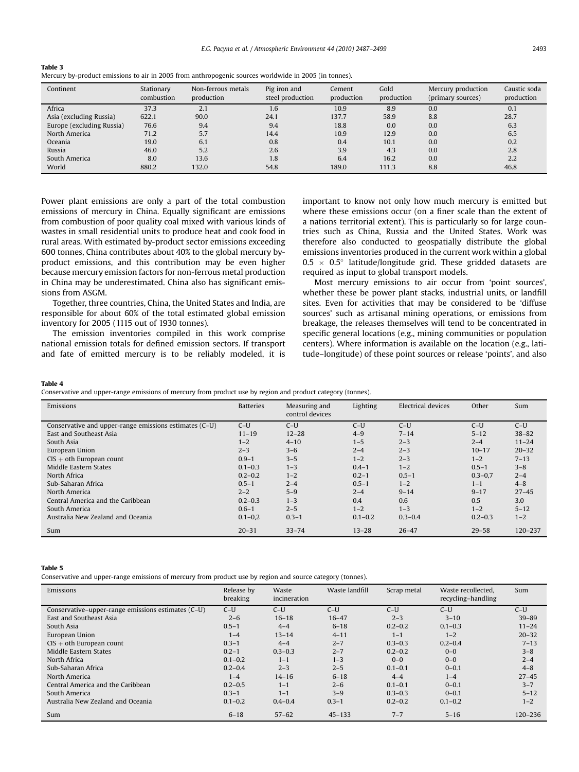**Table 3**
Mercury by-product emissions to air in 2005 from anthropogenic sources worldwide in 2005 (in tonnes).

| Continent | Stationary combustion | Non-ferrous metals production | Pig iron and steel production | Cement production | Gold production | Mercury production (primary sources) | Caustic soda production |
|---|---|---|---|---|---|---|---|
| Africa | 37.3 | 2.1 | 1.6 | 10.9 | 8.9 | 0.0 | 0.1 |
| Asia (excluding Russia) | 622.1 | 90.0 | 24.1 | 137.7 | 58.9 | 8.8 | 28.7 |
| Europe (excluding Russia) | 76.6 | 9.4 | 9.4 | 18.8 | 0.0 | 0.0 | 6.3 |
| North America | 71.2 | 5.7 | 14.4 | 10.9 | 12.9 | 0.0 | 6.5 |
| Oceania | 19.0 | 6.1 | 0.8 | 0.4 | 10.1 | 0.0 | 0.2 |
| Russia | 46.0 | 5.2 | 2.6 | 3.9 | 4.3 | 0.0 | 2.8 |
| South America | 8.0 | 13.6 | 1.8 | 6.4 | 16.2 | 0.0 | 2.2 |
| World | 880.2 | 132.0 | 54.8 | 189.0 | 111.3 | 8.8 | 46.8 |

Power plant emissions are only a part of the total combustion emissions of mercury in China. Equally significant are emissions from combustion of poor quality coal mixed with various kinds of wastes in small residential units to produce heat and cook food in rural areas. With estimated by-product sector emissions exceeding 600 tonnes, China contributes about 40% to the global mercury by-product emissions, and this contribution may be even higher because mercury emission factors for non-ferrous metal production in China may be underestimated. China also has significant emissions from ASGM.

Together, three countries, China, the United States and India, are responsible for about 60% of the total estimated global emission inventory for 2005 (1115 out of 1930 tonnes).

The emission inventories compiled in this work comprise national emission totals for defined emission sectors. If transport and fate of emitted mercury is to be reliably modeled, it is important to know not only how much mercury is emitted but where these emissions occur (on a finer scale than the extent of a nations territorial extent). This is particularly so for large countries such as China, Russia and the United States. Work was therefore also conducted to geospatially distribute the global emissions inventories produced in the current work within a global $0.5 \times 0.5^{\circ}$ latitude/longitude grid. These gridded datasets are required as input to global transport models.

Most mercury emissions to air occur from 'point sources', whether these be power plant stacks, industrial units, or landfill sites. Even for activities that may be considered to be 'diffuse sources' such as artisanal mining operations, or emissions from breakage, the releases themselves will tend to be concentrated in specific general locations (e.g., mining communities or population centers). Where information is available on the location (e.g., latitude–longitude) of these point sources or release 'points', and also

**Table 4**
Conservative and upper-range emissions of mercury from product use by region and product category (tonnes).

| Emissions | Batteries | Measuring and control devices | Lighting | Electrical devices | Other | Sum |
|---|---|---|---|---|---|---|
| Conservative and upper-range emissions estimates (C–U) | C–U | C–U | C–U | C–U | C–U | C–U |
| East and Southeast Asia | 11–19 | 12–28 | 4–9 | 7–14 | 5–12 | 38–82 |
| South Asia | 1–2 | 4–10 | 1–5 | 2–3 | 2–4 | 11–24 |
| European Union | 2–3 | 3–6 | 2–4 | 2–3 | 10–17 | 20–32 |
| CIS + oth European count | 0.9–1 | 3–5 | 1–2 | 2–3 | 1–2 | 7–13 |
| Middle Eastern States | 0.1–0.3 | 1–3 | 0.4–1 | 1–2 | 0.5–1 | 3–8 |
| North Africa | 0.2–0.2 | 1–2 | 0.2–1 | 0.5–1 | 0.3–0,7 | 2–4 |
| Sub-Saharan Africa | 0.5–1 | 2–4 | 0.5–1 | 1–2 | 1–1 | 4–8 |
| North America | 2–2 | 5–9 | 2–4 | 9–14 | 9–17 | 27–45 |
| Central America and the Caribbean | 0.2–0.3 | 1–3 | 0.4 | 0.6 | 0.5 | 3.0 |
| South America | 0.6–1 | 2–5 | 1–2 | 1–3 | 1–2 | 5–12 |
| Australia New Zealand and Oceania | 0.1–0,2 | 0.3–1 | 0.1–0.2 | 0.3–0.4 | 0.2–0.3 | 1–2 |
| Sum | 20–31 | 33–74 | 13–28 | 26–47 | 29–58 | 120–237 |

**Table 5**
Conservative and upper-range emissions of mercury from product use by region and source category (tonnes).

| Emissions | Release by breaking | Waste incineration | Waste landfill | Scrap metal | Waste recollected, recycling–handling | Sum |
|---|---|---|---|---|---|---|
| Conservative–upper-range emissions estimates (C–U) | C–U | C–U | C–U | C–U | C–U | C–U |
| East and Southeast Asia | 2–6 | 16–18 | 16–47 | 2–3 | 3–10 | 39–89 |
| South Asia | 0.5–1 | 4–4 | 6–18 | 0.2–0.2 | 0.1–0.3 | 11–24 |
| European Union | 1–4 | 13–14 | 4–11 | 1–1 | 1–2 | 20–32 |
| CIS + oth European count | 0.3–1 | 4–4 | 2–7 | 0.3–0.3 | 0.2–0.4 | 7–13 |
| Middle Eastern States | 0.2–1 | 0.3–0.3 | 2–7 | 0.2–0.2 | 0–0 | 3–8 |
| North Africa | 0.1–0.2 | 1–1 | 1–3 | 0–0 | 0–0 | 2–4 |
| Sub-Saharan Africa | 0.2–0.4 | 2–3 | 2–5 | 0.1–0.1 | 0–0.1 | 4–8 |
| North America | 1–4 | 14–16 | 6–18 | 4–4 | 1–4 | 27–45 |
| Central America and the Caribbean | 0.2–0.5 | 1–1 | 2–6 | 0.1–0.1 | 0–0.1 | 3–7 |
| South America | 0.3–1 | 1–1 | 3–9 | 0.3–0.3 | 0–0.1 | 5–12 |
| Australia New Zealand and Oceania | 0.1–0.2 | 0.4–0.4 | 0.3–1 | 0.2–0.2 | 0.1–0,2 | 1–2 |
| Sum | 6–18 | 57–62 | 45–133 | 7–7 | 5–16 | 120–236 |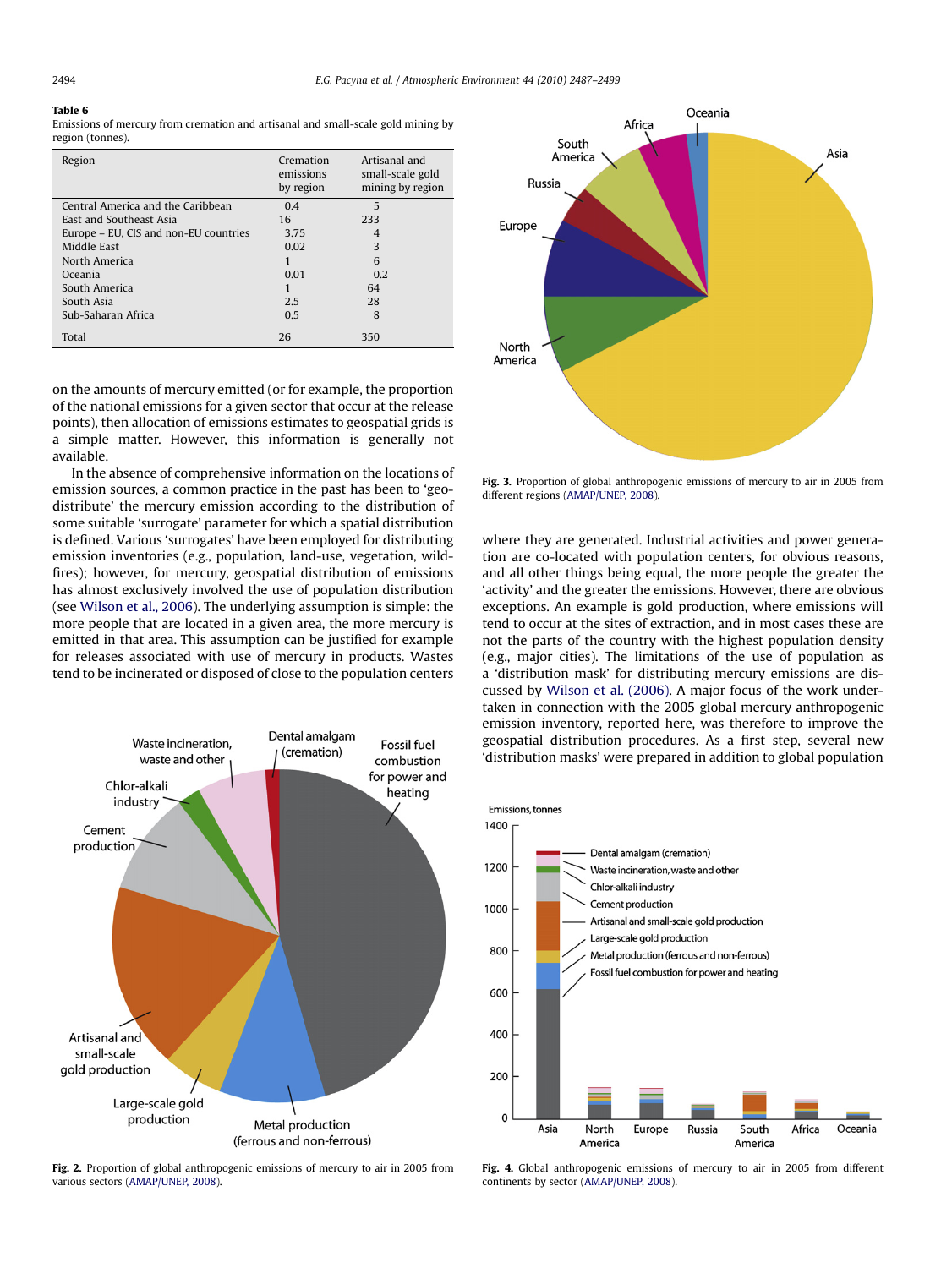**Table 6**
Emissions of mercury from cremation and artisanal and small-scale gold mining by region (tonnes).

| Region | Cremation emissions by region | Artisanal and small-scale gold mining by region |
|---|---|---|
| Central America and the Caribbean | 0.4 | 5 |
| East and Southeast Asia | 16 | 233 |
| Europe – EU, CIS and non-EU countries | 3.75 | 4 |
| Middle East | 0.02 | 3 |
| North America | 1 | 6 |
| Oceania | 0.01 | 0.2 |
| South America | 1 | 64 |
| South Asia | 2.5 | 28 |
| Sub-Saharan Africa | 0.5 | 8 |
| Total | 26 | 350 |

on the amounts of mercury emitted (or for example, the proportion of the national emissions for a given sector that occur at the release points), then allocation of emissions estimates to geospatial grids is a simple matter. However, this information is generally not available.

In the absence of comprehensive information on the locations of emission sources, a common practice in the past has been to 'geo-distribute' the mercury emission according to the distribution of some suitable 'surrogate' parameter for which a spatial distribution is defined. Various 'surrogates' have been employed for distributing emission inventories (e.g., population, land-use, vegetation, wildfires); however, for mercury, geospatial distribution of emissions has almost exclusively involved the use of population distribution (see Wilson et al., 2006). The underlying assumption is simple: the more people that are located in a given area, the more mercury is emitted in that area. This assumption can be justified for example for releases associated with use of mercury in products. Wastes tend to be incinerated or disposed of close to the population centers where they are generated. Industrial activities and power generation are co-located with population centers, for obvious reasons, and all other things being equal, the more people the greater the 'activity' and the greater the emissions. However, there are obvious exceptions. An example is gold production, where emissions will tend to occur at the sites of extraction, and in most cases these are not the parts of the country with the highest population density (e.g., major cities). The limitations of the use of population as a 'distribution mask' for distributing mercury emissions are discussed by Wilson et al. (2006). A major focus of the work undertaken in connection with the 2005 global mercury anthropogenic emission inventory, reported here, was therefore to improve the geospatial distribution procedures. As a first step, several new 'distribution masks' were prepared in addition to global population

**Fig. 2.** Proportion of global anthropogenic emissions of mercury to air in 2005 from various sectors (AMAP/UNEP, 2008).

**Fig. 3.** Proportion of global anthropogenic emissions of mercury to air in 2005 from different regions (AMAP/UNEP, 2008).

**Fig. 4.** Global anthropogenic emissions of mercury to air in 2005 from different continents by sector (AMAP/UNEP, 2008).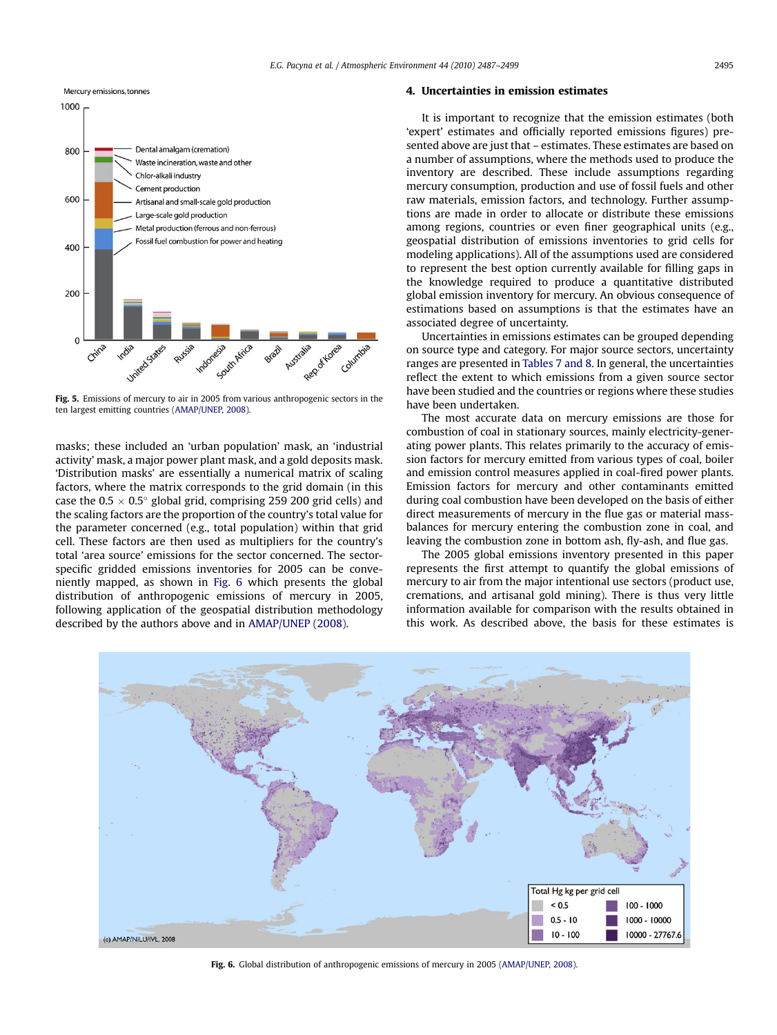Fig. 5. Emissions of mercury to air in 2005 from various anthropogenic sectors in the ten largest emitting countries (AMAP/UNEP, 2008).

masks; these included an 'urban population' mask, an 'industrial activity' mask, a major power plant mask, and a gold deposits mask. 'Distribution masks' are essentially a numerical matrix of scaling factors, where the matrix corresponds to the grid domain (in this case the $0.5 \times 0.5°$ global grid, comprising 259 200 grid cells) and the scaling factors are the proportion of the country's total value for the parameter concerned (e.g., total population) within that grid cell. These factors are then used as multipliers for the country's total 'area source' emissions for the sector concerned. The sector-specific gridded emissions inventories for 2005 can be conveniently mapped, as shown in Fig. 6 which presents the global distribution of anthropogenic emissions of mercury in 2005, following application of the geospatial distribution methodology described by the authors above and in AMAP/UNEP (2008).

## 4. Uncertainties in emission estimates

It is important to recognize that the emission estimates (both 'expert' estimates and officially reported emissions figures) presented above are just that – estimates. These estimates are based on a number of assumptions, where the methods used to produce the inventory are described. These include assumptions regarding mercury consumption, production and use of fossil fuels and other raw materials, emission factors, and technology. Further assumptions are made in order to allocate or distribute these emissions among regions, countries or even finer geographical units (e.g., geospatial distribution of emissions inventories to grid cells for modeling applications). All of the assumptions used are considered to represent the best option currently available for filling gaps in the knowledge required to produce a quantitative distributed global emission inventory for mercury. An obvious consequence of estimations based on assumptions is that the estimates have an associated degree of uncertainty.

Uncertainties in emissions estimates can be grouped depending on source type and category. For major source sectors, uncertainty ranges are presented in Tables 7 and 8. In general, the uncertainties reflect the extent to which emissions from a given source sector have been studied and the countries or regions where these studies have been undertaken.

The most accurate data on mercury emissions are those for combustion of coal in stationary sources, mainly electricity-generating power plants. This relates primarily to the accuracy of emission factors for mercury emitted from various types of coal, boiler and emission control measures applied in coal-fired power plants. Emission factors for mercury and other contaminants emitted during coal combustion have been developed on the basis of either direct measurements of mercury in the flue gas or material mass-balances for mercury entering the combustion zone in coal, and leaving the combustion zone in bottom ash, fly-ash, and flue gas.

The 2005 global emissions inventory presented in this paper represents the first attempt to quantify the global emissions of mercury to air from the major intentional use sectors (product use, cremations, and artisanal gold mining). There is thus very little information available for comparison with the results obtained in this work. As described above, the basis for these estimates is

Fig. 6. Global distribution of anthropogenic emissions of mercury in 2005 (AMAP/UNEP, 2008).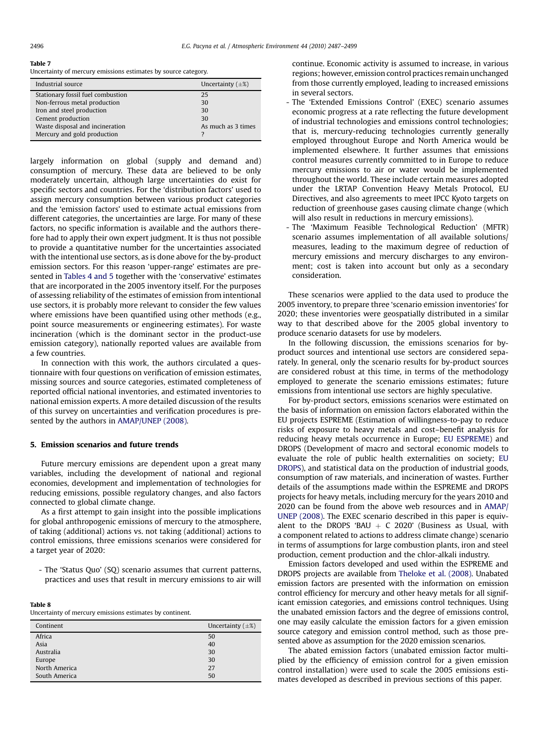**Table 7**
Uncertainty of mercury emissions estimates by source category.

| Industrial source | Uncertainty (±%) |
|---|---|
| Stationary fossil fuel combustion | 25 |
| Non-ferrous metal production | 30 |
| Iron and steel production | 30 |
| Cement production | 30 |
| Waste disposal and incineration | As much as 3 times |
| Mercury and gold production | ? |

largely information on global (supply and demand and) consumption of mercury. These data are believed to be only moderately uncertain, although large uncertainties do exist for specific sectors and countries. For the 'distribution factors' used to assign mercury consumption between various product categories and the 'emission factors' used to estimate actual emissions from different categories, the uncertainties are large. For many of these factors, no specific information is available and the authors therefore had to apply their own expert judgment. It is thus not possible to provide a quantitative number for the uncertainties associated with the intentional use sectors, as is done above for the by-product emission sectors. For this reason 'upper-range' estimates are presented in Tables 4 and 5 together with the 'conservative' estimates that are incorporated in the 2005 inventory itself. For the purposes of assessing reliability of the estimates of emission from intentional use sectors, it is probably more relevant to consider the few values where emissions have been quantified using other methods (e.g., point source measurements or engineering estimates). For waste incineration (which is the dominant sector in the product-use emission category), nationally reported values are available from a few countries.

In connection with this work, the authors circulated a questionnaire with four questions on verification of emission estimates, missing sources and source categories, estimated completeness of reported official national inventories, and estimated inventories to national emission experts. A more detailed discussion of the results of this survey on uncertainties and verification procedures is presented by the authors in AMAP/UNEP (2008).

## 5. Emission scenarios and future trends

Future mercury emissions are dependent upon a great many variables, including the development of national and regional economies, development and implementation of technologies for reducing emissions, possible regulatory changes, and also factors connected to global climate change.

As a first attempt to gain insight into the possible implications for global anthropogenic emissions of mercury to the atmosphere, of taking (additional) actions vs. not taking (additional) actions to control emissions, three emissions scenarios were considered for a target year of 2020:

- The 'Status Quo' (SQ) scenario assumes that current patterns, practices and uses that result in mercury emissions to air will continue. Economic activity is assumed to increase, in various regions; however, emission control practices remain unchanged from those currently employed, leading to increased emissions in several sectors.
- The 'Extended Emissions Control' (EXEC) scenario assumes economic progress at a rate reflecting the future development of industrial technologies and emissions control technologies; that is, mercury-reducing technologies currently generally employed throughout Europe and North America would be implemented elsewhere. It further assumes that emissions control measures currently committed to in Europe to reduce mercury emissions to air or water would be implemented throughout the world. These include certain measures adopted under the LRTAP Convention Heavy Metals Protocol, EU Directives, and also agreements to meet IPCC Kyoto targets on reduction of greenhouse gases causing climate change (which will also result in reductions in mercury emissions).
- The 'Maximum Feasible Technological Reduction' (MFTR) scenario assumes implementation of all available solutions/ measures, leading to the maximum degree of reduction of mercury emissions and mercury discharges to any environment; cost is taken into account but only as a secondary consideration.

These scenarios were applied to the data used to produce the 2005 inventory, to prepare three 'scenario emission inventories' for 2020; these inventories were geospatially distributed in a similar way to that described above for the 2005 global inventory to produce scenario datasets for use by modelers.

In the following discussion, the emissions scenarios for by-product sources and intentional use sectors are considered separately. In general, only the scenario results for by-product sources are considered robust at this time, in terms of the methodology employed to generate the scenario emissions estimates; future emissions from intentional use sectors are highly speculative.

For by-product sectors, emissions scenarios were estimated on the basis of information on emission factors elaborated within the EU projects ESPREME (Estimation of willingness-to-pay to reduce risks of exposure to heavy metals and cost–benefit analysis for reducing heavy metals occurrence in Europe; EU ESPREME) and DROPS (Development of macro and sectoral economic models to evaluate the role of public health externalities on society; EU DROPS), and statistical data on the production of industrial goods, consumption of raw materials, and incineration of wastes. Further details of the assumptions made within the ESPREME and DROPS projects for heavy metals, including mercury for the years 2010 and 2020 can be found from the above web resources and in AMAP/UNEP (2008). The EXEC scenario described in this paper is equivalent to the DROPS 'BAU + C 2020' (Business as Usual, with a component related to actions to address climate change) scenario in terms of assumptions for large combustion plants, iron and steel production, cement production and the chlor-alkali industry.

Emission factors developed and used within the ESPREME and DROPS projects are available from Theloke et al. (2008). Unabated emission factors are presented with the information on emission control efficiency for mercury and other heavy metals for all significant emission categories, and emissions control techniques. Using the unabated emission factors and the degree of emissions control, one may easily calculate the emission factors for a given emission source category and emission control method, such as those presented above as assumption for the 2020 emission scenarios.

The abated emission factors (unabated emission factor multiplied by the efficiency of emission control for a given emission control installation) were used to scale the 2005 emissions estimates developed as described in previous sections of this paper.

**Table 8**
Uncertainty of mercury emissions estimates by continent.

| Continent | Uncertainty (±%) |
|---|---|
| Africa | 50 |
| Asia | 40 |
| Australia | 30 |
| Europe | 30 |
| North America | 27 |
| South America | 50 |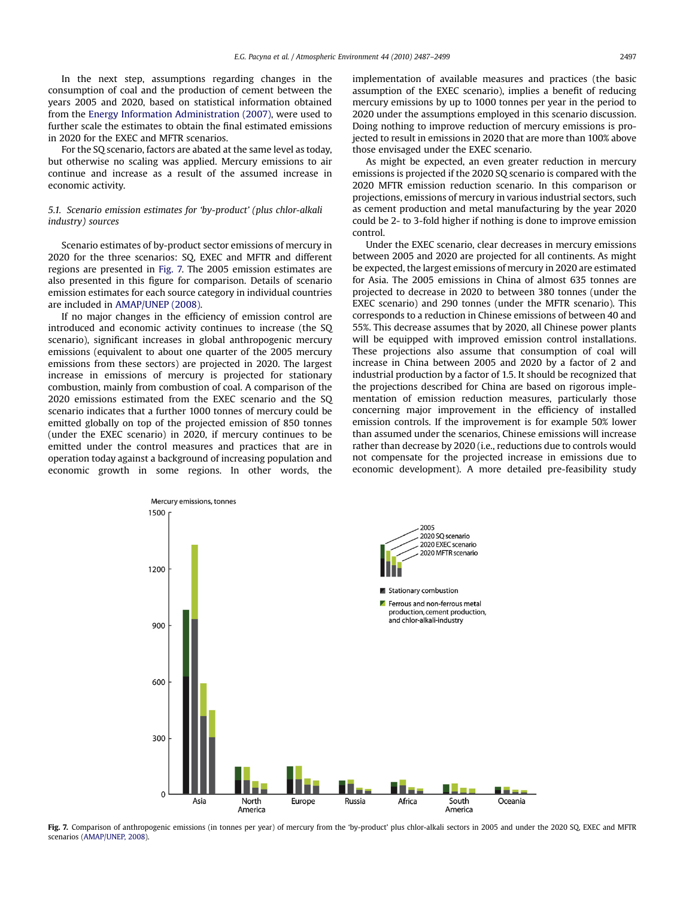In the next step, assumptions regarding changes in the consumption of coal and the production of cement between the years 2005 and 2020, based on statistical information obtained from the Energy Information Administration (2007), were used to further scale the estimates to obtain the final estimated emissions in 2020 for the EXEC and MFTR scenarios.

For the SQ scenario, factors are abated at the same level as today, but otherwise no scaling was applied. Mercury emissions to air continue and increase as a result of the assumed increase in economic activity.

### *5.1. Scenario emission estimates for 'by-product' (plus chlor-alkali industry) sources*

Scenario estimates of by-product sector emissions of mercury in 2020 for the three scenarios: SQ, EXEC and MFTR and different regions are presented in Fig. 7. The 2005 emission estimates are also presented in this figure for comparison. Details of scenario emission estimates for each source category in individual countries are included in AMAP/UNEP (2008).

If no major changes in the efficiency of emission control are introduced and economic activity continues to increase (the SQ scenario), significant increases in global anthropogenic mercury emissions (equivalent to about one quarter of the 2005 mercury emissions from these sectors) are projected in 2020. The largest increase in emissions of mercury is projected for stationary combustion, mainly from combustion of coal. A comparison of the 2020 emissions estimated from the EXEC scenario and the SQ scenario indicates that a further 1000 tonnes of mercury could be emitted globally on top of the projected emission of 850 tonnes (under the EXEC scenario) in 2020, if mercury continues to be emitted under the control measures and practices that are in operation today against a background of increasing population and economic growth in some regions. In other words, the implementation of available measures and practices (the basic assumption of the EXEC scenario), implies a benefit of reducing mercury emissions by up to 1000 tonnes per year in the period to 2020 under the assumptions employed in this scenario discussion. Doing nothing to improve reduction of mercury emissions is projected to result in emissions in 2020 that are more than 100% above those envisaged under the EXEC scenario.

As might be expected, an even greater reduction in mercury emissions is projected if the 2020 SQ scenario is compared with the 2020 MFTR emission reduction scenario. In this comparison or projections, emissions of mercury in various industrial sectors, such as cement production and metal manufacturing by the year 2020 could be 2- to 3-fold higher if nothing is done to improve emission control.

Under the EXEC scenario, clear decreases in mercury emissions between 2005 and 2020 are projected for all continents. As might be expected, the largest emissions of mercury in 2020 are estimated for Asia. The 2005 emissions in China of almost 635 tonnes are projected to decrease in 2020 to between 380 tonnes (under the EXEC scenario) and 290 tonnes (under the MFTR scenario). This corresponds to a reduction in Chinese emissions of between 40 and 55%. This decrease assumes that by 2020, all Chinese power plants will be equipped with improved emission control installations. These projections also assume that consumption of coal will increase in China between 2005 and 2020 by a factor of 2 and industrial production by a factor of 1.5. It should be recognized that the projections described for China are based on rigorous implementation of emission reduction measures, particularly those concerning major improvement in the efficiency of installed emission controls. If the improvement is for example 50% lower than assumed under the scenarios, Chinese emissions will increase rather than decrease by 2020 (i.e., reductions due to controls would not compensate for the projected increase in emissions due to economic development). A more detailed pre-feasibility study

**Fig. 7.** Comparison of anthropogenic emissions (in tonnes per year) of mercury from the 'by-product' plus chlor-alkali sectors in 2005 and under the 2020 SQ, EXEC and MFTR scenarios (AMAP/UNEP, 2008).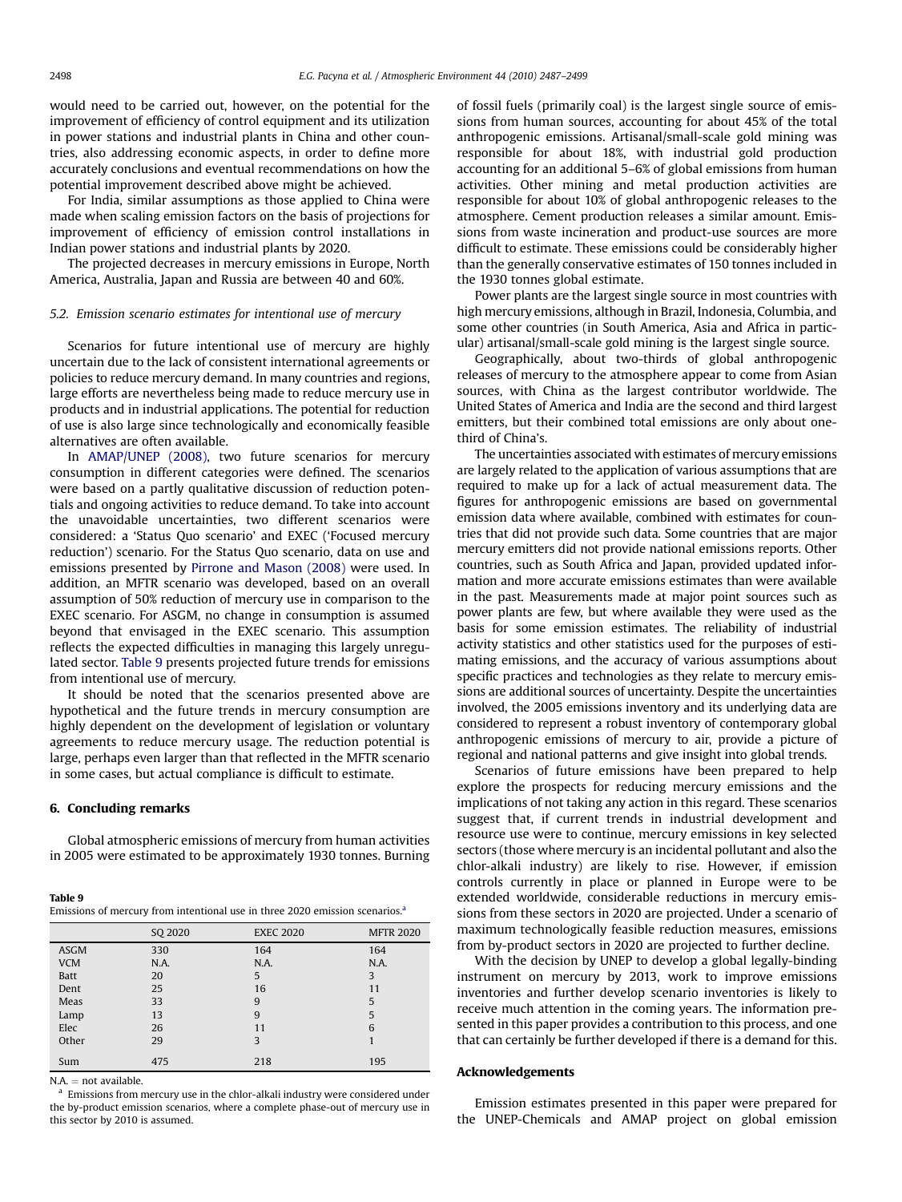would need to be carried out, however, on the potential for the improvement of efficiency of control equipment and its utilization in power stations and industrial plants in China and other countries, also addressing economic aspects, in order to define more accurately conclusions and eventual recommendations on how the potential improvement described above might be achieved.

For India, similar assumptions as those applied to China were made when scaling emission factors on the basis of projections for improvement of efficiency of emission control installations in Indian power stations and industrial plants by 2020.

The projected decreases in mercury emissions in Europe, North America, Australia, Japan and Russia are between 40 and 60%.

### 5.2. Emission scenario estimates for intentional use of mercury

Scenarios for future intentional use of mercury are highly uncertain due to the lack of consistent international agreements or policies to reduce mercury demand. In many countries and regions, large efforts are nevertheless being made to reduce mercury use in products and in industrial applications. The potential for reduction of use is also large since technologically and economically feasible alternatives are often available.

In AMAP/UNEP (2008), two future scenarios for mercury consumption in different categories were defined. The scenarios were based on a partly qualitative discussion of reduction potentials and ongoing activities to reduce demand. To take into account the unavoidable uncertainties, two different scenarios were considered: a 'Status Quo scenario' and EXEC ('Focused mercury reduction') scenario. For the Status Quo scenario, data on use and emissions presented by Pirrone and Mason (2008) were used. In addition, an MFTR scenario was developed, based on an overall assumption of 50% reduction of mercury use in comparison to the EXEC scenario. For ASGM, no change in consumption is assumed beyond that envisaged in the EXEC scenario. This assumption reflects the expected difficulties in managing this largely unregulated sector. Table 9 presents projected future trends for emissions from intentional use of mercury.

It should be noted that the scenarios presented above are hypothetical and the future trends in mercury consumption are highly dependent on the development of legislation or voluntary agreements to reduce mercury usage. The reduction potential is large, perhaps even larger than that reflected in the MFTR scenario in some cases, but actual compliance is difficult to estimate.

## 6. Concluding remarks

Global atmospheric emissions of mercury from human activities in 2005 were estimated to be approximately 1930 tonnes. Burning of fossil fuels (primarily coal) is the largest single source of emissions from human sources, accounting for about 45% of the total anthropogenic emissions. Artisanal/small-scale gold mining was responsible for about 18%, with industrial gold production accounting for an additional 5–6% of global emissions from human activities. Other mining and metal production activities are responsible for about 10% of global anthropogenic releases to the atmosphere. Cement production releases a similar amount. Emissions from waste incineration and product-use sources are more difficult to estimate. These emissions could be considerably higher than the generally conservative estimates of 150 tonnes included in the 1930 tonnes global estimate.

Power plants are the largest single source in most countries with high mercury emissions, although in Brazil, Indonesia, Columbia, and some other countries (in South America, Asia and Africa in particular) artisanal/small-scale gold mining is the largest single source.

Geographically, about two-thirds of global anthropogenic releases of mercury to the atmosphere appear to come from Asian sources, with China as the largest contributor worldwide. The United States of America and India are the second and third largest emitters, but their combined total emissions are only about one-third of China's.

The uncertainties associated with estimates of mercury emissions are largely related to the application of various assumptions that are required to make up for a lack of actual measurement data. The figures for anthropogenic emissions are based on governmental emission data where available, combined with estimates for countries that did not provide such data. Some countries that are major mercury emitters did not provide national emissions reports. Other countries, such as South Africa and Japan, provided updated information and more accurate emissions estimates than were available in the past. Measurements made at major point sources such as power plants are few, but where available they were used as the basis for some emission estimates. The reliability of industrial activity statistics and other statistics used for the purposes of estimating emissions, and the accuracy of various assumptions about specific practices and technologies as they relate to mercury emissions are additional sources of uncertainty. Despite the uncertainties involved, the 2005 emissions inventory and its underlying data are considered to represent a robust inventory of contemporary global anthropogenic emissions of mercury to air, provide a picture of regional and national patterns and give insight into global trends.

Scenarios of future emissions have been prepared to help explore the prospects for reducing mercury emissions and the implications of not taking any action in this regard. These scenarios suggest that, if current trends in industrial development and resource use were to continue, mercury emissions in key selected sectors (those where mercury is an incidental pollutant and also the chlor-alkali industry) are likely to rise. However, if emission controls currently in place or planned in Europe were to be extended worldwide, considerable reductions in mercury emissions from these sectors in 2020 are projected. Under a scenario of maximum technologically feasible reduction measures, emissions from by-product sectors in 2020 are projected to further decline.

With the decision by UNEP to develop a global legally-binding instrument on mercury by 2013, work to improve emissions inventories and further develop scenario inventories is likely to receive much attention in the coming years. The information presented in this paper provides a contribution to this process, and one that can certainly be further developed if there is a demand for this.

**Table 9**
Emissions of mercury from intentional use in three 2020 emission scenarios.[a]

| | SQ 2020 | EXEC 2020 | MFTR 2020 |
|---|---|---|---|
| ASGM | 330 | 164 | 164 |
| VCM | N.A. | N.A. | N.A. |
| Batt | 20 | 5 | 3 |
| Dent | 25 | 16 | 11 |
| Meas | 33 | 9 | 5 |
| Lamp | 13 | 9 | 5 |
| Elec | 26 | 11 | 6 |
| Other | 29 | 3 | 1 |
| Sum | 475 | 218 | 195 |

N.A. = not available.

[a] Emissions from mercury use in the chlor-alkali industry were considered under the by-product emission scenarios, where a complete phase-out of mercury use in this sector by 2010 is assumed.

## Acknowledgements

Emission estimates presented in this paper were prepared for the UNEP-Chemicals and AMAP project on global emission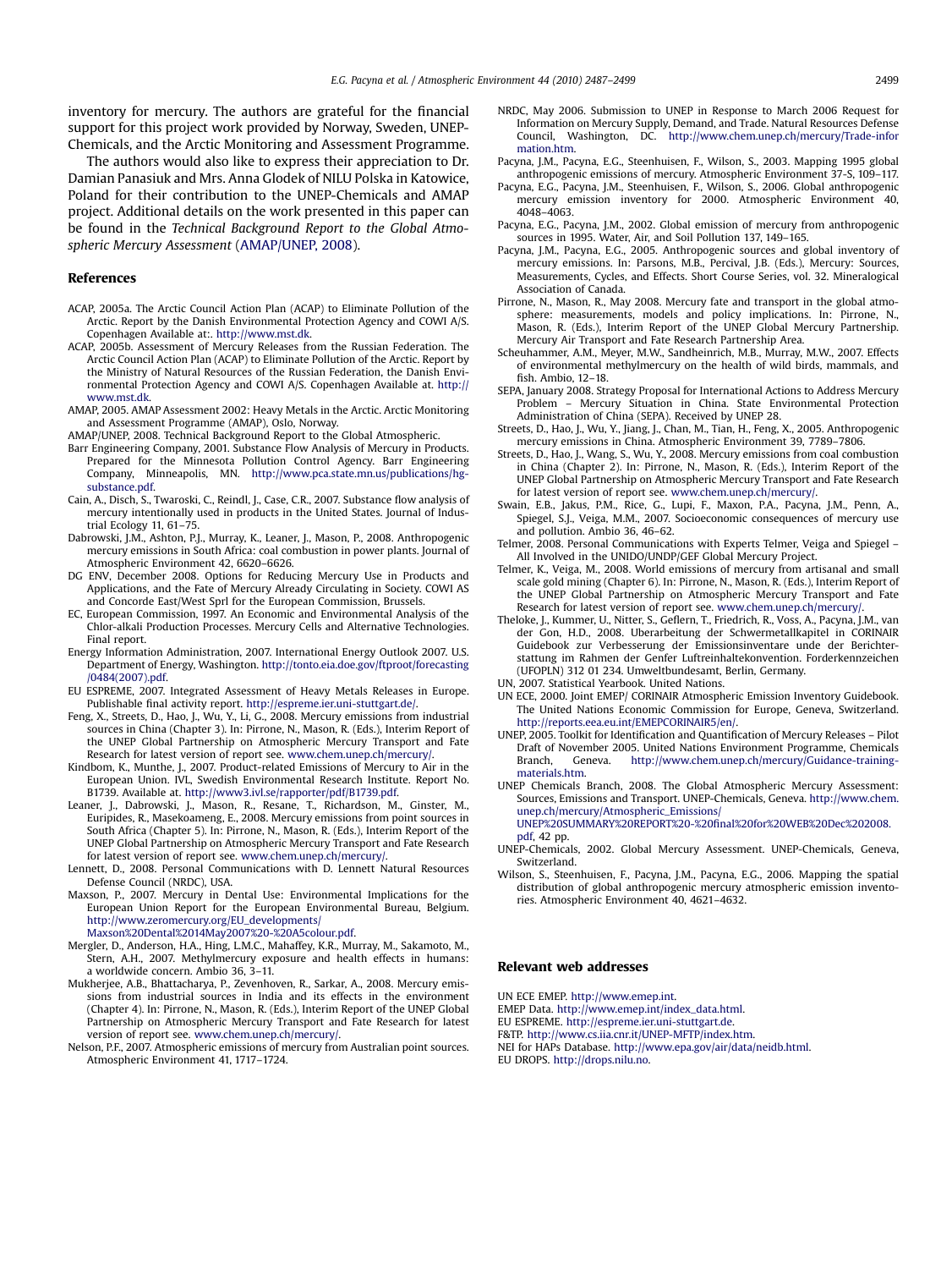inventory for mercury. The authors are grateful for the financial support for this project work provided by Norway, Sweden, UNEP-Chemicals, and the Arctic Monitoring and Assessment Programme.

The authors would also like to express their appreciation to Dr. Damian Panasiuk and Mrs. Anna Glodek of NILU Polska in Katowice, Poland for their contribution to the UNEP-Chemicals and AMAP project. Additional details on the work presented in this paper can be found in the *Technical Background Report to the Global Atmospheric Mercury Assessment* (AMAP/UNEP, 2008).

## References

ACAP, 2005a. The Arctic Council Action Plan (ACAP) to Eliminate Pollution of the Arctic. Report by the Danish Environmental Protection Agency and COWI A/S. Copenhagen Available at:. http://www.mst.dk.

ACAP, 2005b. Assessment of Mercury Releases from the Russian Federation. The Arctic Council Action Plan (ACAP) to Eliminate Pollution of the Arctic. Report by the Ministry of Natural Resources of the Russian Federation, the Danish Environmental Protection Agency and COWI A/S. Copenhagen Available at. http://www.mst.dk.

AMAP, 2005. AMAP Assessment 2002: Heavy Metals in the Arctic. Arctic Monitoring and Assessment Programme (AMAP), Oslo, Norway.

AMAP/UNEP, 2008. Technical Background Report to the Global Atmospheric.

Barr Engineering Company, 2001. Substance Flow Analysis of Mercury in Products. Prepared for the Minnesota Pollution Control Agency. Barr Engineering Company, Minneapolis, MN. http://www.pca.state.mn.us/publications/hg-substance.pdf.

Cain, A., Disch, S., Twaroski, C., Reindl, J., Case, C.R., 2007. Substance flow analysis of mercury intentionally used in products in the United States. Journal of Industrial Ecology 11, 61–75.

Dabrowski, J.M., Ashton, P.J., Murray, K., Leaner, J., Mason, P., 2008. Anthropogenic mercury emissions in South Africa: coal combustion in power plants. Journal of Atmospheric Environment 42, 6620–6626.

DG ENV, December 2008. Options for Reducing Mercury Use in Products and Applications, and the Fate of Mercury Already Circulating in Society. COWI AS and Concorde East/West Sprl for the European Commission, Brussels.

EC, European Commission, 1997. An Economic and Environmental Analysis of the Chlor-alkali Production Processes. Mercury Cells and Alternative Technologies. Final report.

Energy Information Administration, 2007. International Energy Outlook 2007. U.S. Department of Energy, Washington. http://tonto.eia.doe.gov/ftproot/forecasting/0484(2007).pdf.

EU ESPREME, 2007. Integrated Assessment of Heavy Metals Releases in Europe. Publishable final activity report. http://espreme.ier.uni-stuttgart.de/.

Feng, X., Streets, D., Hao, J., Wu, Y., Li, G., 2008. Mercury emissions from industrial sources in China (Chapter 3). In: Pirrone, N., Mason, R. (Eds.), Interim Report of the UNEP Global Partnership on Atmospheric Mercury Transport and Fate Research for latest version of report see. www.chem.unep.ch/mercury/.

Kindbom, K., Munthe, J., 2007. Product-related Emissions of Mercury to Air in the European Union. IVL, Swedish Environmental Research Institute. Report No. B1739. Available at. http://www3.ivl.se/rapporter/pdf/B1739.pdf.

Leaner, J., Dabrowski, J., Mason, R., Resane, T., Richardson, M., Ginster, M., Euripides, R., Masekoameng, E., 2008. Mercury emissions from point sources in South Africa (Chapter 5). In: Pirrone, N., Mason, R. (Eds.), Interim Report of the UNEP Global Partnership on Atmospheric Mercury Transport and Fate Research for latest version of report see. www.chem.unep.ch/mercury/.

Lennett, D., 2008. Personal Communications with D. Lennett Natural Resources Defense Council (NRDC), USA.

Maxson, P., 2007. Mercury in Dental Use: Environmental Implications for the European Union Report for the European Environmental Bureau, Belgium. http://www.zeromercury.org/EU_developments/Maxson%20Dental%2014May2007%20-%20A5colour.pdf.

Mergler, D., Anderson, H.A., Hing, L.M.C., Mahaffey, K.R., Murray, M., Sakamoto, M., Stern, A.H., 2007. Methylmercury exposure and health effects in humans: a worldwide concern. Ambio 36, 3–11.

Mukherjee, A.B., Bhattacharya, P., Zevenhoven, R., Sarkar, A., 2008. Mercury emissions from industrial sources in India and its effects in the environment (Chapter 4). In: Pirrone, N., Mason, R. (Eds.), Interim Report of the UNEP Global Partnership on Atmospheric Mercury Transport and Fate Research for latest version of report see. www.chem.unep.ch/mercury/.

Nelson, P.F., 2007. Atmospheric emissions of mercury from Australian point sources. Atmospheric Environment 41, 1717–1724.

NRDC, May 2006. Submission to UNEP in Response to March 2006 Request for Information on Mercury Supply, Demand, and Trade. Natural Resources Defense Council, Washington, DC. http://www.chem.unep.ch/mercury/Trade-information.htm.

Pacyna, J.M., Pacyna, E.G., Steenhuisen, F., Wilson, S., 2003. Mapping 1995 global anthropogenic emissions of mercury. Atmospheric Environment 37-S, 109–117.

Pacyna, E.G., Pacyna, J.M., Steenhuisen, F., Wilson, S., 2006. Global anthropogenic mercury emission inventory for 2000. Atmospheric Environment 40, 4048–4063.

Pacyna, E.G., Pacyna, J.M., 2002. Global emission of mercury from anthropogenic sources in 1995. Water, Air, and Soil Pollution 137, 149–165.

Pacyna, J.M., Pacyna, E.G., 2005. Anthropogenic sources and global inventory of mercury emissions. In: Parsons, M.B., Percival, J.B. (Eds.), Mercury: Sources, Measurements, Cycles, and Effects. Short Course Series, vol. 32. Mineralogical Association of Canada.

Pirrone, N., Mason, R., May 2008. Mercury fate and transport in the global atmosphere: measurements, models and policy implications. In: Pirrone, N., Mason, R. (Eds.), Interim Report of the UNEP Global Mercury Partnership. Mercury Air Transport and Fate Research Partnership Area.

Scheuhammer, A.M., Meyer, M.W., Sandheinrich, M.B., Murray, M.W., 2007. Effects of environmental methylmercury on the health of wild birds, mammals, and fish. Ambio, 12–18.

SEPA, January 2008. Strategy Proposal for International Actions to Address Mercury Problem – Mercury Situation in China. State Environmental Protection Administration of China (SEPA). Received by UNEP 28.

Streets, D., Hao, J., Wu, Y., Jiang, J., Chan, M., Tian, H., Feng, X., 2005. Anthropogenic mercury emissions in China. Atmospheric Environment 39, 7789–7806.

Streets, D., Hao, J., Wang, S., Wu, Y., 2008. Mercury emissions from coal combustion in China (Chapter 2). In: Pirrone, N., Mason, R. (Eds.), Interim Report of the UNEP Global Partnership on Atmospheric Mercury Transport and Fate Research for latest version of report see. www.chem.unep.ch/mercury/.

Swain, E.B., Jakus, P.M., Rice, G., Lupi, F., Maxon, P.A., Pacyna, J.M., Penn, A., Spiegel, S.J., Veiga, M.M., 2007. Socioeconomic consequences of mercury use and pollution. Ambio 36, 46–62.

Telmer, 2008. Personal Communications with Experts Telmer, Veiga and Spiegel – All Involved in the UNIDO/UNDP/GEF Global Mercury Project.

Telmer, K., Veiga, M., 2008. World emissions of mercury from artisanal and small scale gold mining (Chapter 6). In: Pirrone, N., Mason, R. (Eds.), Interim Report of the UNEP Global Partnership on Atmospheric Mercury Transport and Fate Research for latest version of report see. www.chem.unep.ch/mercury/.

Theloke, J., Kummer, U., Nitter, S., Geflern, T., Friedrich, R., Voss, A., Pacyna, J.M., van der Gon, H.D., 2008. Uberarbeitung der Schwermetallkapitel in CORINAIR Guidebook zur Verbesserung der Emissionsinventare unde der Berichterstattung im Rahmen der Genfer Luftreinhaltekonvention. Forderkennzeichen (UFOPLN) 312 01 234. Umweltbundesamt, Berlin, Germany.

UN, 2007. Statistical Yearbook. United Nations.

UN ECE, 2000. Joint EMEP/ CORINAIR Atmospheric Emission Inventory Guidebook. The United Nations Economic Commission for Europe, Geneva, Switzerland. http://reports.eea.eu.int/EMEPCORINAIR5/en/.

UNEP, 2005. Toolkit for Identification and Quantification of Mercury Releases – Pilot Draft of November 2005. United Nations Environment Programme, Chemicals Branch, Geneva. http://www.chem.unep.ch/mercury/Guidance-training-materials.htm.

UNEP Chemicals Branch, 2008. The Global Atmospheric Mercury Assessment: Sources, Emissions and Transport. UNEP-Chemicals, Geneva. http://www.chem.unep.ch/mercury/Atmospheric_Emissions/UNEP%20SUMMARY%20REPORT%20-%20final%20for%20WEB%20Dec%202008.pdf, 42 pp.

UNEP-Chemicals, 2002. Global Mercury Assessment. UNEP-Chemicals, Geneva, Switzerland.

Wilson, S., Steenhuisen, F., Pacyna, J.M., Pacyna, E.G., 2006. Mapping the spatial distribution of global anthropogenic mercury atmospheric emission inventories. Atmospheric Environment 40, 4621–4632.

## Relevant web addresses

UN ECE EMEP. http://www.emep.int.
EMEP Data. http://www.emep.int/index_data.html.
EU ESPREME. http://espreme.ier.uni-stuttgart.de.
F&TP. http://www.cs.iia.cnr.it/UNEP-MFTP/index.htm.
NEI for HAPs Database. http://www.epa.gov/air/data/neidb.html.
EU DROPS. http://drops.nilu.no.